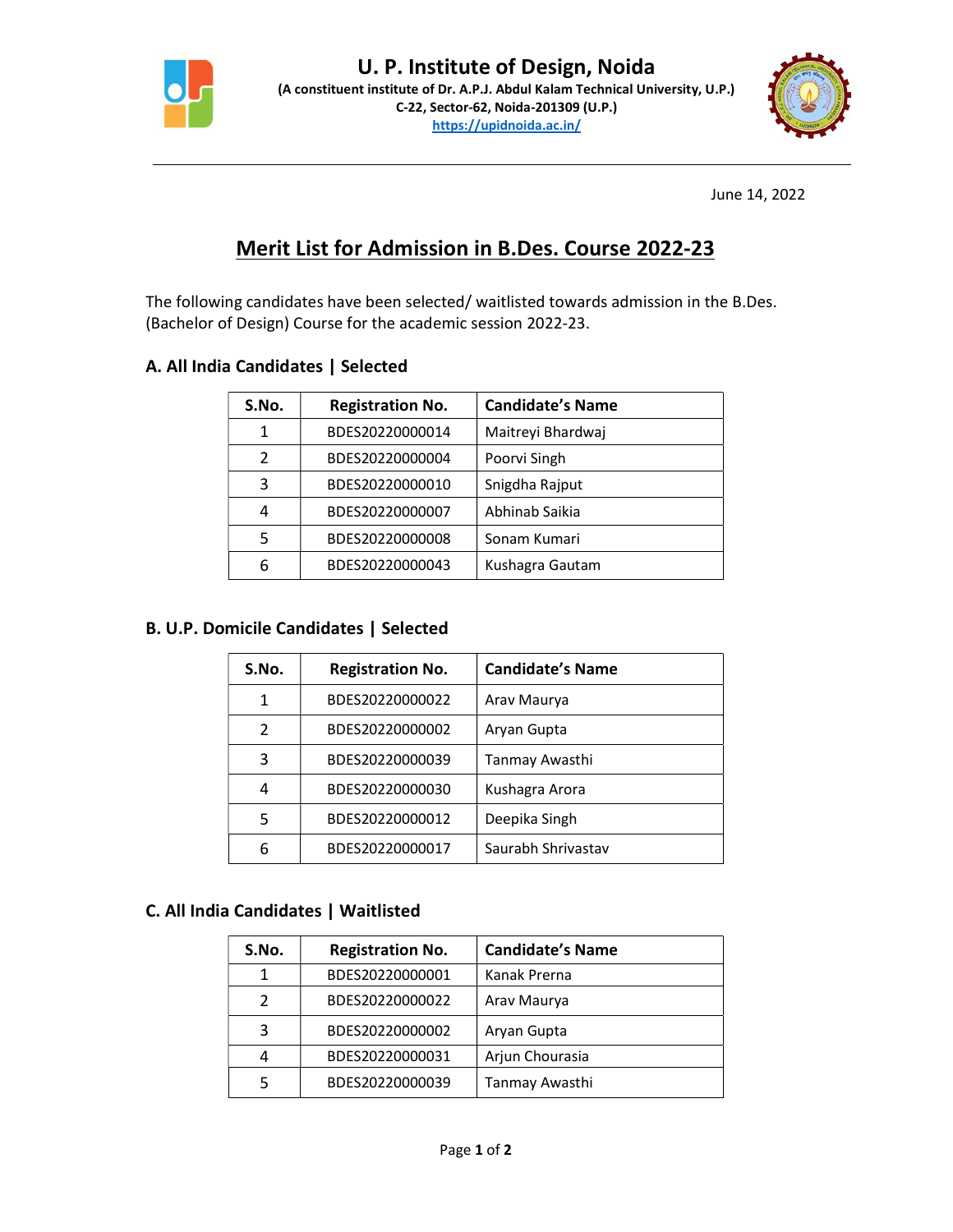# U. P. Institute of Design, Noida

**(A constituent institute of Dr. A.P.J. Abdul Kalam Technical University, U.P.)**
**C-22, Sector-62, Noida-201309 (U.P.)**
**https://upidnoida.ac.in/**

June 14, 2022

## Merit List for Admission in B.Des. Course 2022-23

The following candidates have been selected/ waitlisted towards admission in the B.Des. (Bachelor of Design) Course for the academic session 2022-23.

### A. All India Candidates | Selected

| S.No. | Registration No. | Candidate's Name |
|---|---|---|
| 1 | BDES20220000014 | Maitreyi Bhardwaj |
| 2 | BDES20220000004 | Poorvi Singh |
| 3 | BDES20220000010 | Snigdha Rajput |
| 4 | BDES20220000007 | Abhinab Saikia |
| 5 | BDES20220000008 | Sonam Kumari |
| 6 | BDES20220000043 | Kushagra Gautam |

### B. U.P. Domicile Candidates | Selected

| S.No. | Registration No. | Candidate's Name |
|---|---|---|
| 1 | BDES20220000022 | Arav Maurya |
| 2 | BDES20220000002 | Aryan Gupta |
| 3 | BDES20220000039 | Tanmay Awasthi |
| 4 | BDES20220000030 | Kushagra Arora |
| 5 | BDES20220000012 | Deepika Singh |
| 6 | BDES20220000017 | Saurabh Shrivastav |

### C. All India Candidates | Waitlisted

| S.No. | Registration No. | Candidate's Name |
|---|---|---|
| 1 | BDES20220000001 | Kanak Prerna |
| 2 | BDES20220000022 | Arav Maurya |
| 3 | BDES20220000002 | Aryan Gupta |
| 4 | BDES20220000031 | Arjun Chourasia |
| 5 | BDES20220000039 | Tanmay Awasthi |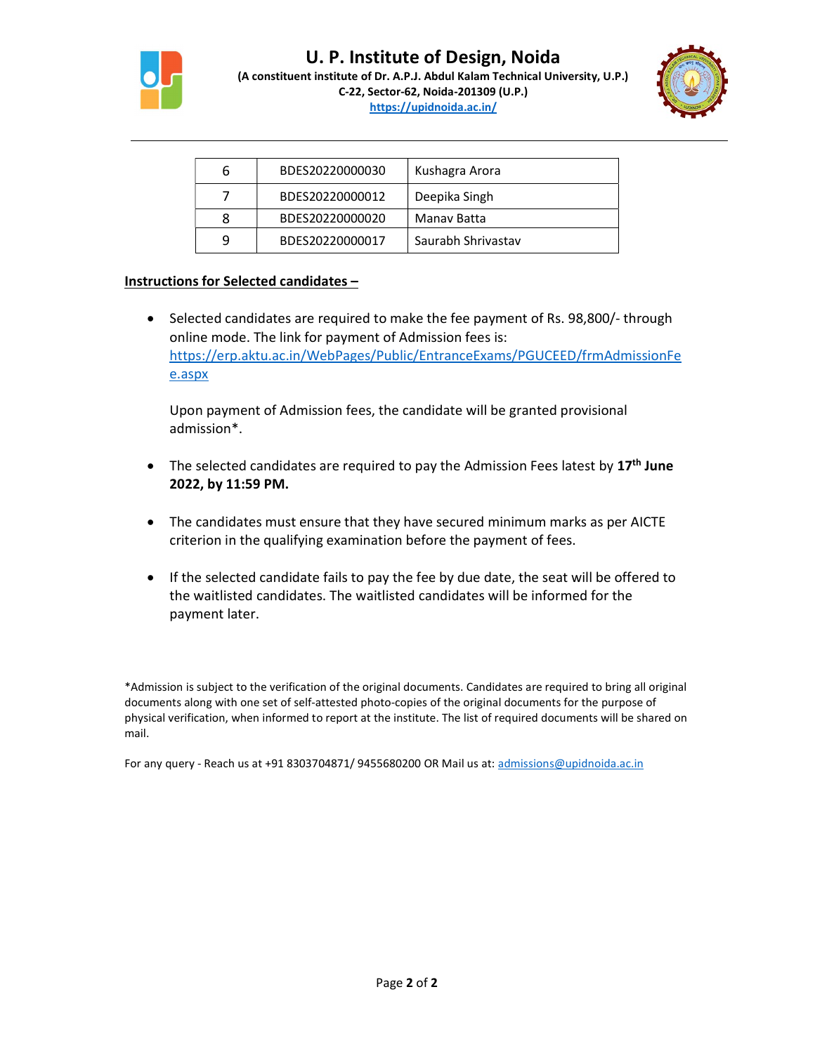# U. P. Institute of Design, Noida

**(A constituent institute of Dr. A.P.J. Abdul Kalam Technical University, U.P.)**
**C-22, Sector-62, Noida-201309 (U.P.)**
**https://upidnoida.ac.in/**

| | | |
|---|---|---|
| 6 | BDES20220000030 | Kushagra Arora |
| 7 | BDES20220000012 | Deepika Singh |
| 8 | BDES20220000020 | Manav Batta |
| 9 | BDES20220000017 | Saurabh Shrivastav |

**Instructions for Selected candidates –**

- Selected candidates are required to make the fee payment of Rs. 98,800/- through online mode. The link for payment of Admission fees is: https://erp.aktu.ac.in/WebPages/Public/EntranceExams/PGUCEED/frmAdmissionFee.aspx

  Upon payment of Admission fees, the candidate will be granted provisional admission*.

- The selected candidates are required to pay the Admission Fees latest by **17th June 2022, by 11:59 PM.**

- The candidates must ensure that they have secured minimum marks as per AICTE criterion in the qualifying examination before the payment of fees.

- If the selected candidate fails to pay the fee by due date, the seat will be offered to the waitlisted candidates. The waitlisted candidates will be informed for the payment later.

*Admission is subject to the verification of the original documents. Candidates are required to bring all original documents along with one set of self-attested photo-copies of the original documents for the purpose of physical verification, when informed to report at the institute. The list of required documents will be shared on mail.

For any query - Reach us at +91 8303704871/ 9455680200 OR Mail us at: admissions@upidnoida.ac.in